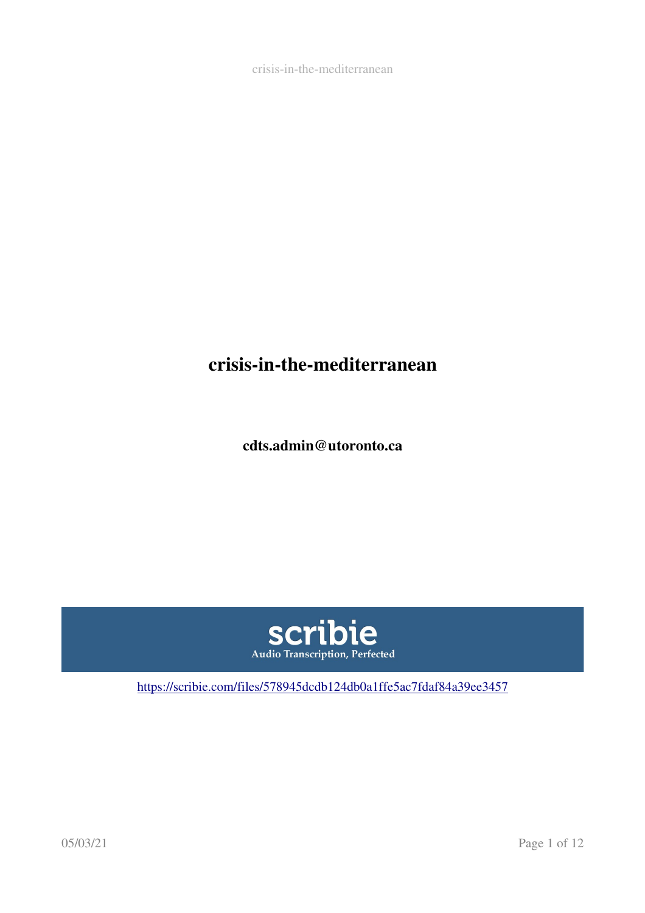# crisis-in-the-mediterranean

**cdts.admin@utoronto.ca**

scribie

Audio Transcription, Perfected

https://scribie.com/files/578945dcdb124db0a1ffe5ac7fdaf84a39ee3457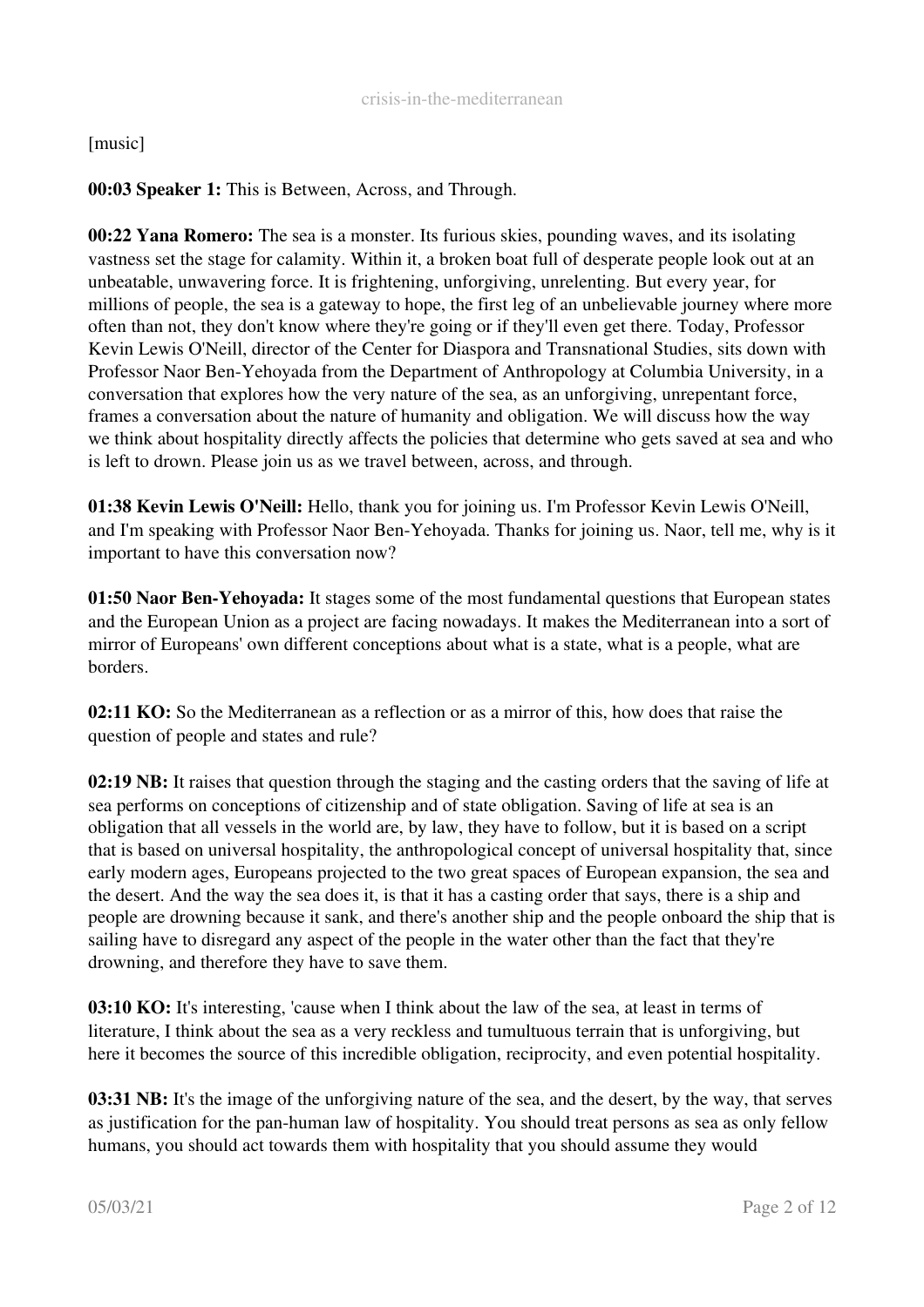[music]

**00:03 Speaker 1:** This is Between, Across, and Through.

**00:22 Yana Romero:** The sea is a monster. Its furious skies, pounding waves, and its isolating vastness set the stage for calamity. Within it, a broken boat full of desperate people look out at an unbeatable, unwavering force. It is frightening, unforgiving, unrelenting. But every year, for millions of people, the sea is a gateway to hope, the first leg of an unbelievable journey where more often than not, they don't know where they're going or if they'll even get there. Today, Professor Kevin Lewis O'Neill, director of the Center for Diaspora and Transnational Studies, sits down with Professor Naor Ben-Yehoyada from the Department of Anthropology at Columbia University, in a conversation that explores how the very nature of the sea, as an unforgiving, unrepentant force, frames a conversation about the nature of humanity and obligation. We will discuss how the way we think about hospitality directly affects the policies that determine who gets saved at sea and who is left to drown. Please join us as we travel between, across, and through.

**01:38 Kevin Lewis O'Neill:** Hello, thank you for joining us. I'm Professor Kevin Lewis O'Neill, and I'm speaking with Professor Naor Ben-Yehoyada. Thanks for joining us. Naor, tell me, why is it important to have this conversation now?

**01:50 Naor Ben-Yehoyada:** It stages some of the most fundamental questions that European states and the European Union as a project are facing nowadays. It makes the Mediterranean into a sort of mirror of Europeans' own different conceptions about what is a state, what is a people, what are borders.

**02:11 KO:** So the Mediterranean as a reflection or as a mirror of this, how does that raise the question of people and states and rule?

**02:19 NB:** It raises that question through the staging and the casting orders that the saving of life at sea performs on conceptions of citizenship and of state obligation. Saving of life at sea is an obligation that all vessels in the world are, by law, they have to follow, but it is based on a script that is based on universal hospitality, the anthropological concept of universal hospitality that, since early modern ages, Europeans projected to the two great spaces of European expansion, the sea and the desert. And the way the sea does it, is that it has a casting order that says, there is a ship and people are drowning because it sank, and there's another ship and the people onboard the ship that is sailing have to disregard any aspect of the people in the water other than the fact that they're drowning, and therefore they have to save them.

**03:10 KO:** It's interesting, 'cause when I think about the law of the sea, at least in terms of literature, I think about the sea as a very reckless and tumultuous terrain that is unforgiving, but here it becomes the source of this incredible obligation, reciprocity, and even potential hospitality.

**03:31 NB:** It's the image of the unforgiving nature of the sea, and the desert, by the way, that serves as justification for the pan-human law of hospitality. You should treat persons as sea as only fellow humans, you should act towards them with hospitality that you should assume they would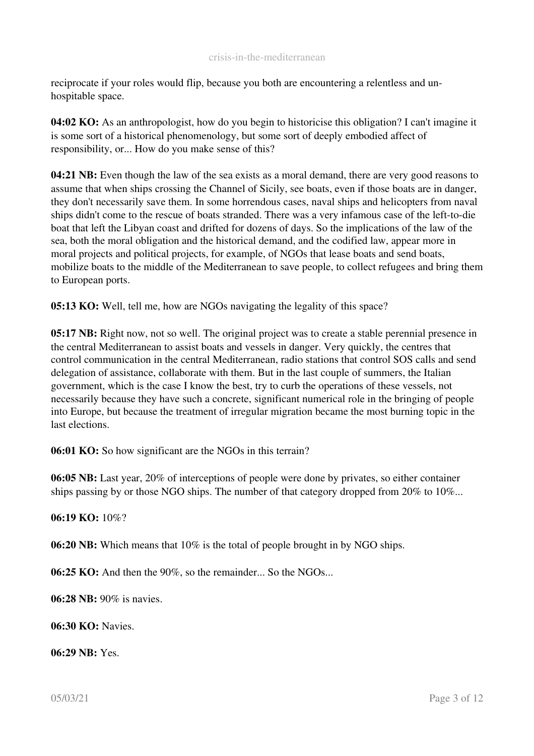reciprocate if your roles would flip, because you both are encountering a relentless and un-hospitable space.

**04:02 KO:** As an anthropologist, how do you begin to historicise this obligation? I can't imagine it is some sort of a historical phenomenology, but some sort of deeply embodied affect of responsibility, or... How do you make sense of this?

**04:21 NB:** Even though the law of the sea exists as a moral demand, there are very good reasons to assume that when ships crossing the Channel of Sicily, see boats, even if those boats are in danger, they don't necessarily save them. In some horrendous cases, naval ships and helicopters from naval ships didn't come to the rescue of boats stranded. There was a very infamous case of the left-to-die boat that left the Libyan coast and drifted for dozens of days. So the implications of the law of the sea, both the moral obligation and the historical demand, and the codified law, appear more in moral projects and political projects, for example, of NGOs that lease boats and send boats, mobilize boats to the middle of the Mediterranean to save people, to collect refugees and bring them to European ports.

**05:13 KO:** Well, tell me, how are NGOs navigating the legality of this space?

**05:17 NB:** Right now, not so well. The original project was to create a stable perennial presence in the central Mediterranean to assist boats and vessels in danger. Very quickly, the centres that control communication in the central Mediterranean, radio stations that control SOS calls and send delegation of assistance, collaborate with them. But in the last couple of summers, the Italian government, which is the case I know the best, try to curb the operations of these vessels, not necessarily because they have such a concrete, significant numerical role in the bringing of people into Europe, but because the treatment of irregular migration became the most burning topic in the last elections.

**06:01 KO:** So how significant are the NGOs in this terrain?

**06:05 NB:** Last year, 20% of interceptions of people were done by privates, so either container ships passing by or those NGO ships. The number of that category dropped from 20% to 10%...

**06:19 KO:** 10%?

**06:20 NB:** Which means that 10% is the total of people brought in by NGO ships.

**06:25 KO:** And then the 90%, so the remainder... So the NGOs...

**06:28 NB:** 90% is navies.

**06:30 KO:** Navies.

**06:29 NB:** Yes.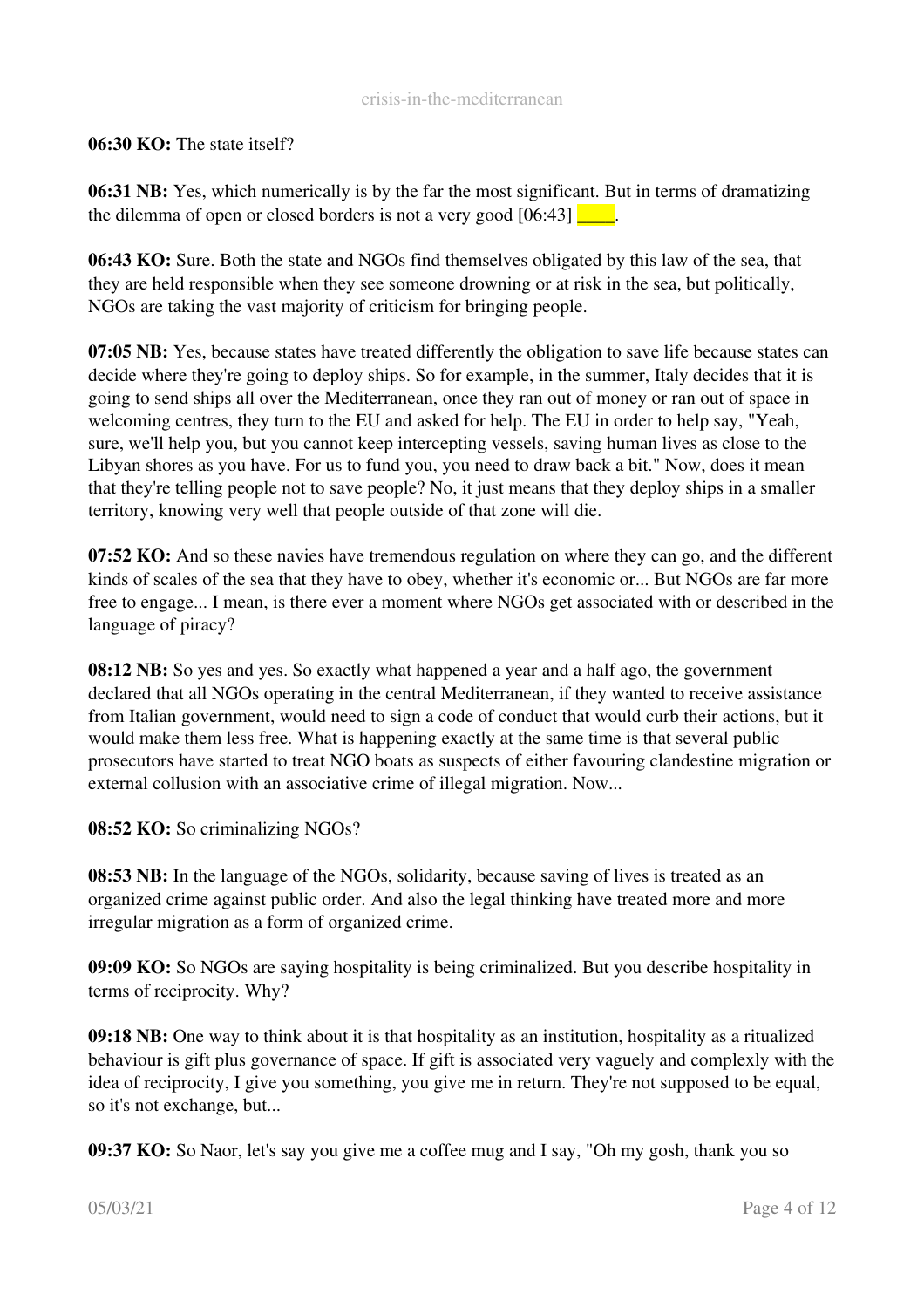**06:30 KO:** The state itself?

**06:31 NB:** Yes, which numerically is by the far the most significant. But in terms of dramatizing the dilemma of open or closed borders is not a very good [06:43] ____.

**06:43 KO:** Sure. Both the state and NGOs find themselves obligated by this law of the sea, that they are held responsible when they see someone drowning or at risk in the sea, but politically, NGOs are taking the vast majority of criticism for bringing people.

**07:05 NB:** Yes, because states have treated differently the obligation to save life because states can decide where they're going to deploy ships. So for example, in the summer, Italy decides that it is going to send ships all over the Mediterranean, once they ran out of money or ran out of space in welcoming centres, they turn to the EU and asked for help. The EU in order to help say, "Yeah, sure, we'll help you, but you cannot keep intercepting vessels, saving human lives as close to the Libyan shores as you have. For us to fund you, you need to draw back a bit." Now, does it mean that they're telling people not to save people? No, it just means that they deploy ships in a smaller territory, knowing very well that people outside of that zone will die.

**07:52 KO:** And so these navies have tremendous regulation on where they can go, and the different kinds of scales of the sea that they have to obey, whether it's economic or... But NGOs are far more free to engage... I mean, is there ever a moment where NGOs get associated with or described in the language of piracy?

**08:12 NB:** So yes and yes. So exactly what happened a year and a half ago, the government declared that all NGOs operating in the central Mediterranean, if they wanted to receive assistance from Italian government, would need to sign a code of conduct that would curb their actions, but it would make them less free. What is happening exactly at the same time is that several public prosecutors have started to treat NGO boats as suspects of either favouring clandestine migration or external collusion with an associative crime of illegal migration. Now...

**08:52 KO:** So criminalizing NGOs?

**08:53 NB:** In the language of the NGOs, solidarity, because saving of lives is treated as an organized crime against public order. And also the legal thinking have treated more and more irregular migration as a form of organized crime.

**09:09 KO:** So NGOs are saying hospitality is being criminalized. But you describe hospitality in terms of reciprocity. Why?

**09:18 NB:** One way to think about it is that hospitality as an institution, hospitality as a ritualized behaviour is gift plus governance of space. If gift is associated very vaguely and complexly with the idea of reciprocity, I give you something, you give me in return. They're not supposed to be equal, so it's not exchange, but...

**09:37 KO:** So Naor, let's say you give me a coffee mug and I say, "Oh my gosh, thank you so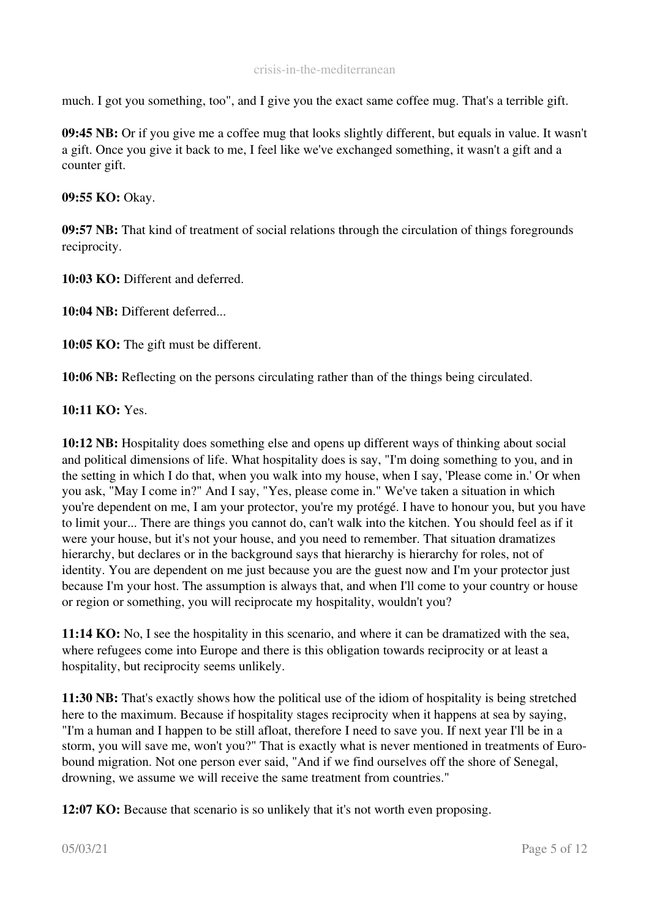much. I got you something, too", and I give you the exact same coffee mug. That's a terrible gift.

**09:45 NB:** Or if you give me a coffee mug that looks slightly different, but equals in value. It wasn't a gift. Once you give it back to me, I feel like we've exchanged something, it wasn't a gift and a counter gift.

**09:55 KO:** Okay.

**09:57 NB:** That kind of treatment of social relations through the circulation of things foregrounds reciprocity.

**10:03 KO:** Different and deferred.

**10:04 NB:** Different deferred...

**10:05 KO:** The gift must be different.

**10:06 NB:** Reflecting on the persons circulating rather than of the things being circulated.

**10:11 KO:** Yes.

**10:12 NB:** Hospitality does something else and opens up different ways of thinking about social and political dimensions of life. What hospitality does is say, "I'm doing something to you, and in the setting in which I do that, when you walk into my house, when I say, 'Please come in.' Or when you ask, "May I come in?" And I say, "Yes, please come in." We've taken a situation in which you're dependent on me, I am your protector, you're my protégé. I have to honour you, but you have to limit your... There are things you cannot do, can't walk into the kitchen. You should feel as if it were your house, but it's not your house, and you need to remember. That situation dramatizes hierarchy, but declares or in the background says that hierarchy is hierarchy for roles, not of identity. You are dependent on me just because you are the guest now and I'm your protector just because I'm your host. The assumption is always that, and when I'll come to your country or house or region or something, you will reciprocate my hospitality, wouldn't you?

**11:14 KO:** No, I see the hospitality in this scenario, and where it can be dramatized with the sea, where refugees come into Europe and there is this obligation towards reciprocity or at least a hospitality, but reciprocity seems unlikely.

**11:30 NB:** That's exactly shows how the political use of the idiom of hospitality is being stretched here to the maximum. Because if hospitality stages reciprocity when it happens at sea by saying, "I'm a human and I happen to be still afloat, therefore I need to save you. If next year I'll be in a storm, you will save me, won't you?" That is exactly what is never mentioned in treatments of Euro-bound migration. Not one person ever said, "And if we find ourselves off the shore of Senegal, drowning, we assume we will receive the same treatment from countries."

**12:07 KO:** Because that scenario is so unlikely that it's not worth even proposing.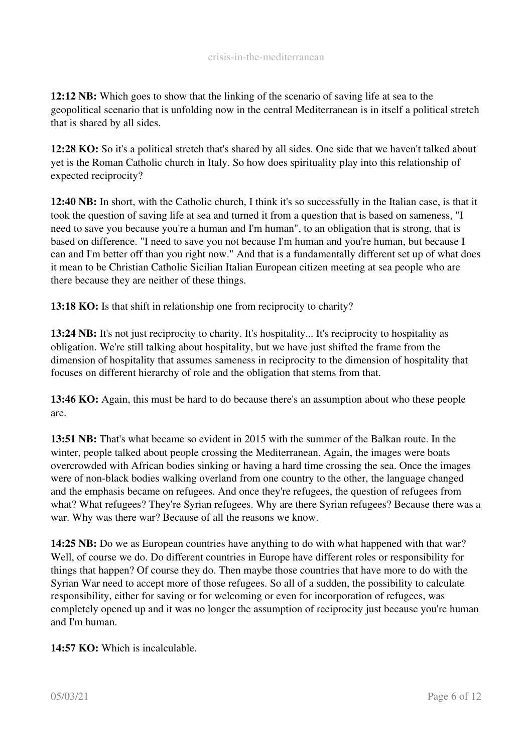**12:12 NB:** Which goes to show that the linking of the scenario of saving life at sea to the geopolitical scenario that is unfolding now in the central Mediterranean is in itself a political stretch that is shared by all sides.

**12:28 KO:** So it's a political stretch that's shared by all sides. One side that we haven't talked about yet is the Roman Catholic church in Italy. So how does spirituality play into this relationship of expected reciprocity?

**12:40 NB:** In short, with the Catholic church, I think it's so successfully in the Italian case, is that it took the question of saving life at sea and turned it from a question that is based on sameness, "I need to save you because you're a human and I'm human", to an obligation that is strong, that is based on difference. "I need to save you not because I'm human and you're human, but because I can and I'm better off than you right now." And that is a fundamentally different set up of what does it mean to be Christian Catholic Sicilian Italian European citizen meeting at sea people who are there because they are neither of these things.

**13:18 KO:** Is that shift in relationship one from reciprocity to charity?

**13:24 NB:** It's not just reciprocity to charity. It's hospitality... It's reciprocity to hospitality as obligation. We're still talking about hospitality, but we have just shifted the frame from the dimension of hospitality that assumes sameness in reciprocity to the dimension of hospitality that focuses on different hierarchy of role and the obligation that stems from that.

**13:46 KO:** Again, this must be hard to do because there's an assumption about who these people are.

**13:51 NB:** That's what became so evident in 2015 with the summer of the Balkan route. In the winter, people talked about people crossing the Mediterranean. Again, the images were boats overcrowded with African bodies sinking or having a hard time crossing the sea. Once the images were of non-black bodies walking overland from one country to the other, the language changed and the emphasis became on refugees. And once they're refugees, the question of refugees from what? What refugees? They're Syrian refugees. Why are there Syrian refugees? Because there was a war. Why was there war? Because of all the reasons we know.

**14:25 NB:** Do we as European countries have anything to do with what happened with that war? Well, of course we do. Do different countries in Europe have different roles or responsibility for things that happen? Of course they do. Then maybe those countries that have more to do with the Syrian War need to accept more of those refugees. So all of a sudden, the possibility to calculate responsibility, either for saving or for welcoming or even for incorporation of refugees, was completely opened up and it was no longer the assumption of reciprocity just because you're human and I'm human.

**14:57 KO:** Which is incalculable.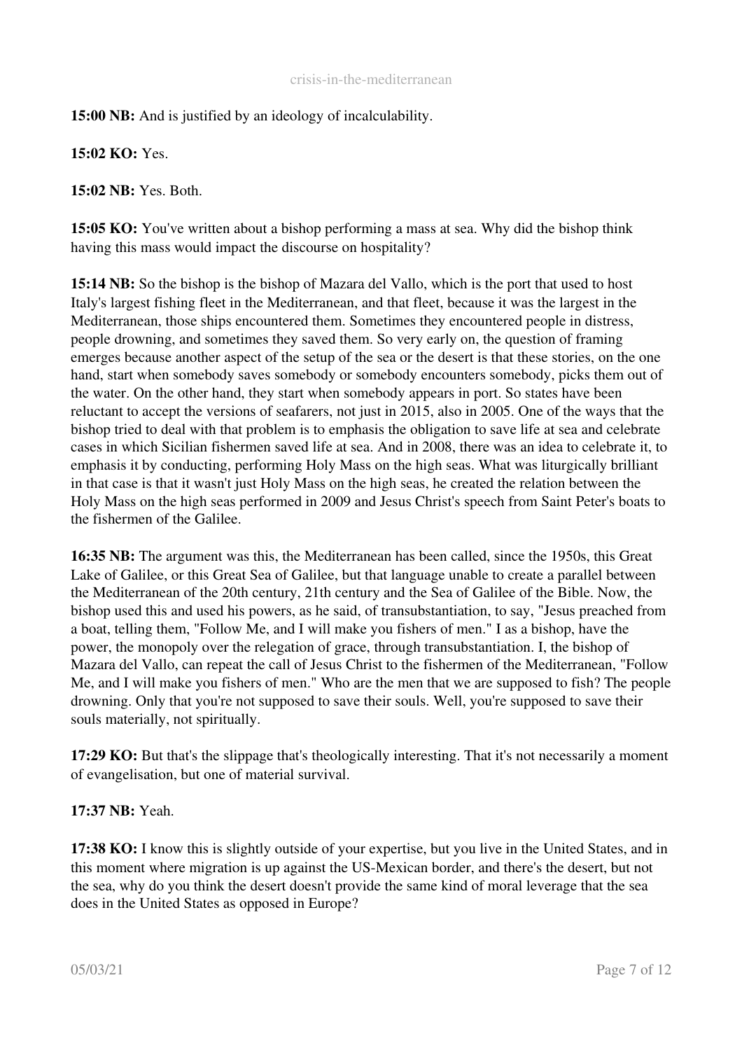**15:00 NB:** And is justified by an ideology of incalculability.

**15:02 KO:** Yes.

**15:02 NB:** Yes. Both.

**15:05 KO:** You've written about a bishop performing a mass at sea. Why did the bishop think having this mass would impact the discourse on hospitality?

**15:14 NB:** So the bishop is the bishop of Mazara del Vallo, which is the port that used to host Italy's largest fishing fleet in the Mediterranean, and that fleet, because it was the largest in the Mediterranean, those ships encountered them. Sometimes they encountered people in distress, people drowning, and sometimes they saved them. So very early on, the question of framing emerges because another aspect of the setup of the sea or the desert is that these stories, on the one hand, start when somebody saves somebody or somebody encounters somebody, picks them out of the water. On the other hand, they start when somebody appears in port. So states have been reluctant to accept the versions of seafarers, not just in 2015, also in 2005. One of the ways that the bishop tried to deal with that problem is to emphasis the obligation to save life at sea and celebrate cases in which Sicilian fishermen saved life at sea. And in 2008, there was an idea to celebrate it, to emphasis it by conducting, performing Holy Mass on the high seas. What was liturgically brilliant in that case is that it wasn't just Holy Mass on the high seas, he created the relation between the Holy Mass on the high seas performed in 2009 and Jesus Christ's speech from Saint Peter's boats to the fishermen of the Galilee.

**16:35 NB:** The argument was this, the Mediterranean has been called, since the 1950s, this Great Lake of Galilee, or this Great Sea of Galilee, but that language unable to create a parallel between the Mediterranean of the 20th century, 21th century and the Sea of Galilee of the Bible. Now, the bishop used this and used his powers, as he said, of transubstantiation, to say, "Jesus preached from a boat, telling them, "Follow Me, and I will make you fishers of men." I as a bishop, have the power, the monopoly over the relegation of grace, through transubstantiation. I, the bishop of Mazara del Vallo, can repeat the call of Jesus Christ to the fishermen of the Mediterranean, "Follow Me, and I will make you fishers of men." Who are the men that we are supposed to fish? The people drowning. Only that you're not supposed to save their souls. Well, you're supposed to save their souls materially, not spiritually.

**17:29 KO:** But that's the slippage that's theologically interesting. That it's not necessarily a moment of evangelisation, but one of material survival.

**17:37 NB:** Yeah.

**17:38 KO:** I know this is slightly outside of your expertise, but you live in the United States, and in this moment where migration is up against the US-Mexican border, and there's the desert, but not the sea, why do you think the desert doesn't provide the same kind of moral leverage that the sea does in the United States as opposed in Europe?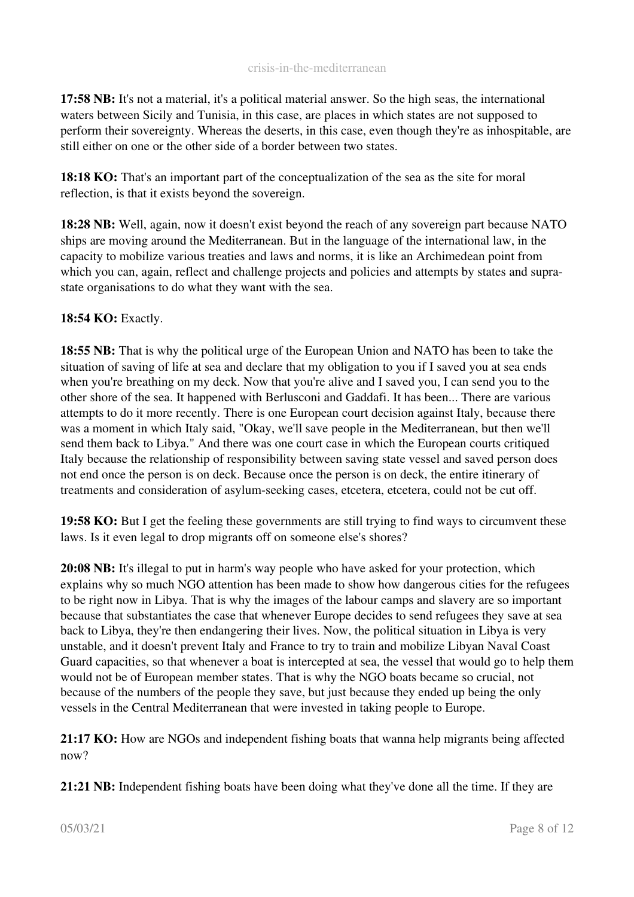**17:58 NB:** It's not a material, it's a political material answer. So the high seas, the international waters between Sicily and Tunisia, in this case, are places in which states are not supposed to perform their sovereignty. Whereas the deserts, in this case, even though they're as inhospitable, are still either on one or the other side of a border between two states.

**18:18 KO:** That's an important part of the conceptualization of the sea as the site for moral reflection, is that it exists beyond the sovereign.

**18:28 NB:** Well, again, now it doesn't exist beyond the reach of any sovereign part because NATO ships are moving around the Mediterranean. But in the language of the international law, in the capacity to mobilize various treaties and laws and norms, it is like an Archimedean point from which you can, again, reflect and challenge projects and policies and attempts by states and supra-state organisations to do what they want with the sea.

**18:54 KO:** Exactly.

**18:55 NB:** That is why the political urge of the European Union and NATO has been to take the situation of saving of life at sea and declare that my obligation to you if I saved you at sea ends when you're breathing on my deck. Now that you're alive and I saved you, I can send you to the other shore of the sea. It happened with Berlusconi and Gaddafi. It has been... There are various attempts to do it more recently. There is one European court decision against Italy, because there was a moment in which Italy said, "Okay, we'll save people in the Mediterranean, but then we'll send them back to Libya." And there was one court case in which the European courts critiqued Italy because the relationship of responsibility between saving state vessel and saved person does not end once the person is on deck. Because once the person is on deck, the entire itinerary of treatments and consideration of asylum-seeking cases, etcetera, etcetera, could not be cut off.

**19:58 KO:** But I get the feeling these governments are still trying to find ways to circumvent these laws. Is it even legal to drop migrants off on someone else's shores?

**20:08 NB:** It's illegal to put in harm's way people who have asked for your protection, which explains why so much NGO attention has been made to show how dangerous cities for the refugees to be right now in Libya. That is why the images of the labour camps and slavery are so important because that substantiates the case that whenever Europe decides to send refugees they save at sea back to Libya, they're then endangering their lives. Now, the political situation in Libya is very unstable, and it doesn't prevent Italy and France to try to train and mobilize Libyan Naval Coast Guard capacities, so that whenever a boat is intercepted at sea, the vessel that would go to help them would not be of European member states. That is why the NGO boats became so crucial, not because of the numbers of the people they save, but just because they ended up being the only vessels in the Central Mediterranean that were invested in taking people to Europe.

**21:17 KO:** How are NGOs and independent fishing boats that wanna help migrants being affected now?

**21:21 NB:** Independent fishing boats have been doing what they've done all the time. If they are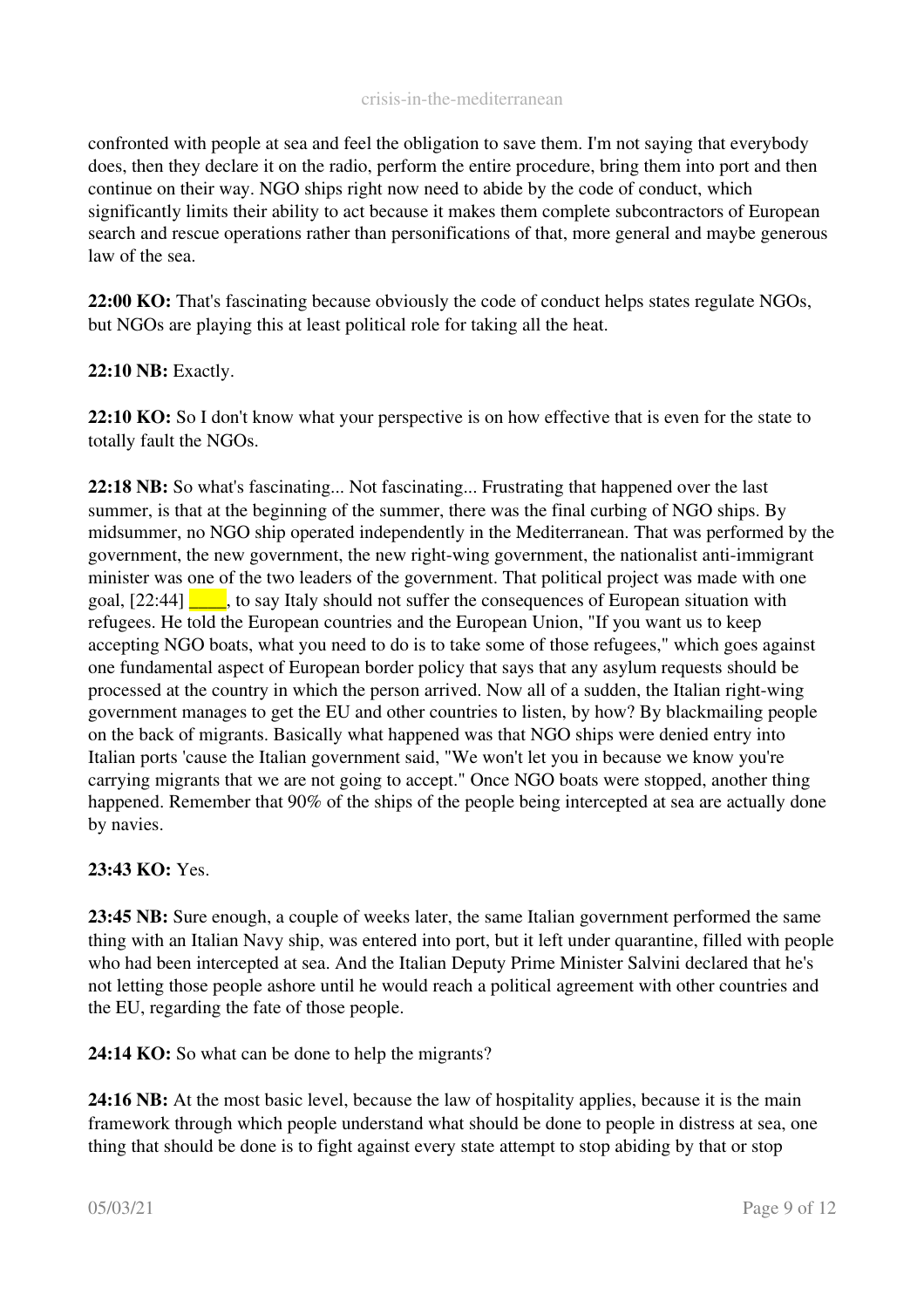confronted with people at sea and feel the obligation to save them. I'm not saying that everybody does, then they declare it on the radio, perform the entire procedure, bring them into port and then continue on their way. NGO ships right now need to abide by the code of conduct, which significantly limits their ability to act because it makes them complete subcontractors of European search and rescue operations rather than personifications of that, more general and maybe generous law of the sea.

**22:00 KO:** That's fascinating because obviously the code of conduct helps states regulate NGOs, but NGOs are playing this at least political role for taking all the heat.

**22:10 NB:** Exactly.

**22:10 KO:** So I don't know what your perspective is on how effective that is even for the state to totally fault the NGOs.

**22:18 NB:** So what's fascinating... Not fascinating... Frustrating that happened over the last summer, is that at the beginning of the summer, there was the final curbing of NGO ships. By midsummer, no NGO ship operated independently in the Mediterranean. That was performed by the government, the new government, the new right-wing government, the nationalist anti-immigrant minister was one of the two leaders of the government. That political project was made with one goal, [22:44] ____, to say Italy should not suffer the consequences of European situation with refugees. He told the European countries and the European Union, "If you want us to keep accepting NGO boats, what you need to do is to take some of those refugees," which goes against one fundamental aspect of European border policy that says that any asylum requests should be processed at the country in which the person arrived. Now all of a sudden, the Italian right-wing government manages to get the EU and other countries to listen, by how? By blackmailing people on the back of migrants. Basically what happened was that NGO ships were denied entry into Italian ports 'cause the Italian government said, "We won't let you in because we know you're carrying migrants that we are not going to accept." Once NGO boats were stopped, another thing happened. Remember that 90% of the ships of the people being intercepted at sea are actually done by navies.

**23:43 KO:** Yes.

**23:45 NB:** Sure enough, a couple of weeks later, the same Italian government performed the same thing with an Italian Navy ship, was entered into port, but it left under quarantine, filled with people who had been intercepted at sea. And the Italian Deputy Prime Minister Salvini declared that he's not letting those people ashore until he would reach a political agreement with other countries and the EU, regarding the fate of those people.

**24:14 KO:** So what can be done to help the migrants?

**24:16 NB:** At the most basic level, because the law of hospitality applies, because it is the main framework through which people understand what should be done to people in distress at sea, one thing that should be done is to fight against every state attempt to stop abiding by that or stop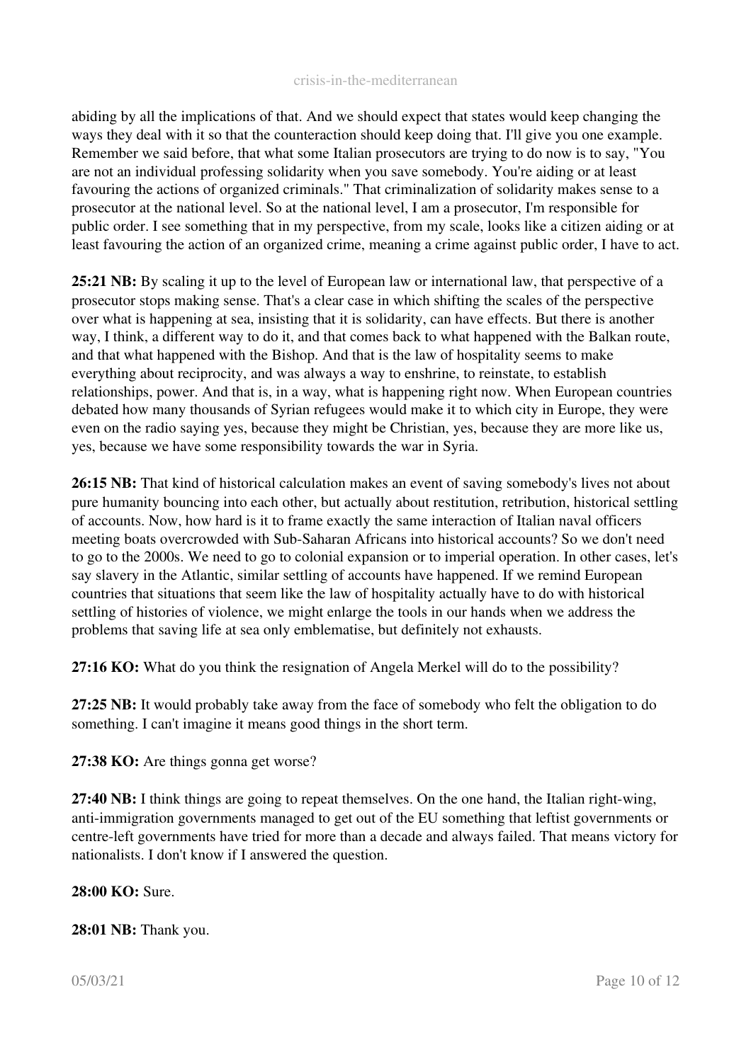abiding by all the implications of that. And we should expect that states would keep changing the ways they deal with it so that the counteraction should keep doing that. I'll give you one example. Remember we said before, that what some Italian prosecutors are trying to do now is to say, "You are not an individual professing solidarity when you save somebody. You're aiding or at least favouring the actions of organized criminals." That criminalization of solidarity makes sense to a prosecutor at the national level. So at the national level, I am a prosecutor, I'm responsible for public order. I see something that in my perspective, from my scale, looks like a citizen aiding or at least favouring the action of an organized crime, meaning a crime against public order, I have to act.

**25:21 NB:** By scaling it up to the level of European law or international law, that perspective of a prosecutor stops making sense. That's a clear case in which shifting the scales of the perspective over what is happening at sea, insisting that it is solidarity, can have effects. But there is another way, I think, a different way to do it, and that comes back to what happened with the Balkan route, and that what happened with the Bishop. And that is the law of hospitality seems to make everything about reciprocity, and was always a way to enshrine, to reinstate, to establish relationships, power. And that is, in a way, what is happening right now. When European countries debated how many thousands of Syrian refugees would make it to which city in Europe, they were even on the radio saying yes, because they might be Christian, yes, because they are more like us, yes, because we have some responsibility towards the war in Syria.

**26:15 NB:** That kind of historical calculation makes an event of saving somebody's lives not about pure humanity bouncing into each other, but actually about restitution, retribution, historical settling of accounts. Now, how hard is it to frame exactly the same interaction of Italian naval officers meeting boats overcrowded with Sub-Saharan Africans into historical accounts? So we don't need to go to the 2000s. We need to go to colonial expansion or to imperial operation. In other cases, let's say slavery in the Atlantic, similar settling of accounts have happened. If we remind European countries that situations that seem like the law of hospitality actually have to do with historical settling of histories of violence, we might enlarge the tools in our hands when we address the problems that saving life at sea only emblematise, but definitely not exhausts.

**27:16 KO:** What do you think the resignation of Angela Merkel will do to the possibility?

**27:25 NB:** It would probably take away from the face of somebody who felt the obligation to do something. I can't imagine it means good things in the short term.

**27:38 KO:** Are things gonna get worse?

**27:40 NB:** I think things are going to repeat themselves. On the one hand, the Italian right-wing, anti-immigration governments managed to get out of the EU something that leftist governments or centre-left governments have tried for more than a decade and always failed. That means victory for nationalists. I don't know if I answered the question.

**28:00 KO:** Sure.

**28:01 NB:** Thank you.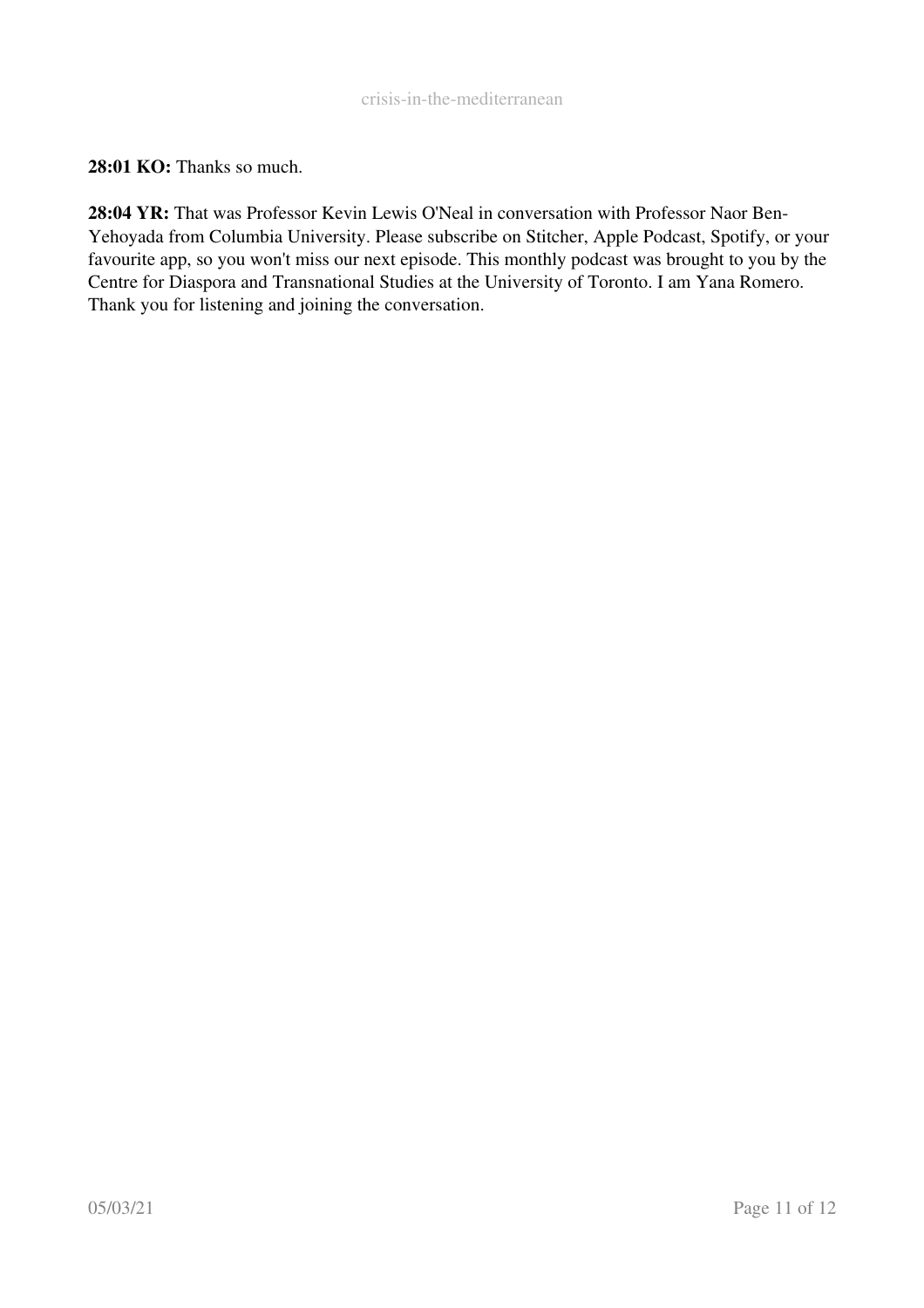**28:01 KO:** Thanks so much.

**28:04 YR:** That was Professor Kevin Lewis O'Neal in conversation with Professor Naor Ben-Yehoyada from Columbia University. Please subscribe on Stitcher, Apple Podcast, Spotify, or your favourite app, so you won't miss our next episode. This monthly podcast was brought to you by the Centre for Diaspora and Transnational Studies at the University of Toronto. I am Yana Romero. Thank you for listening and joining the conversation.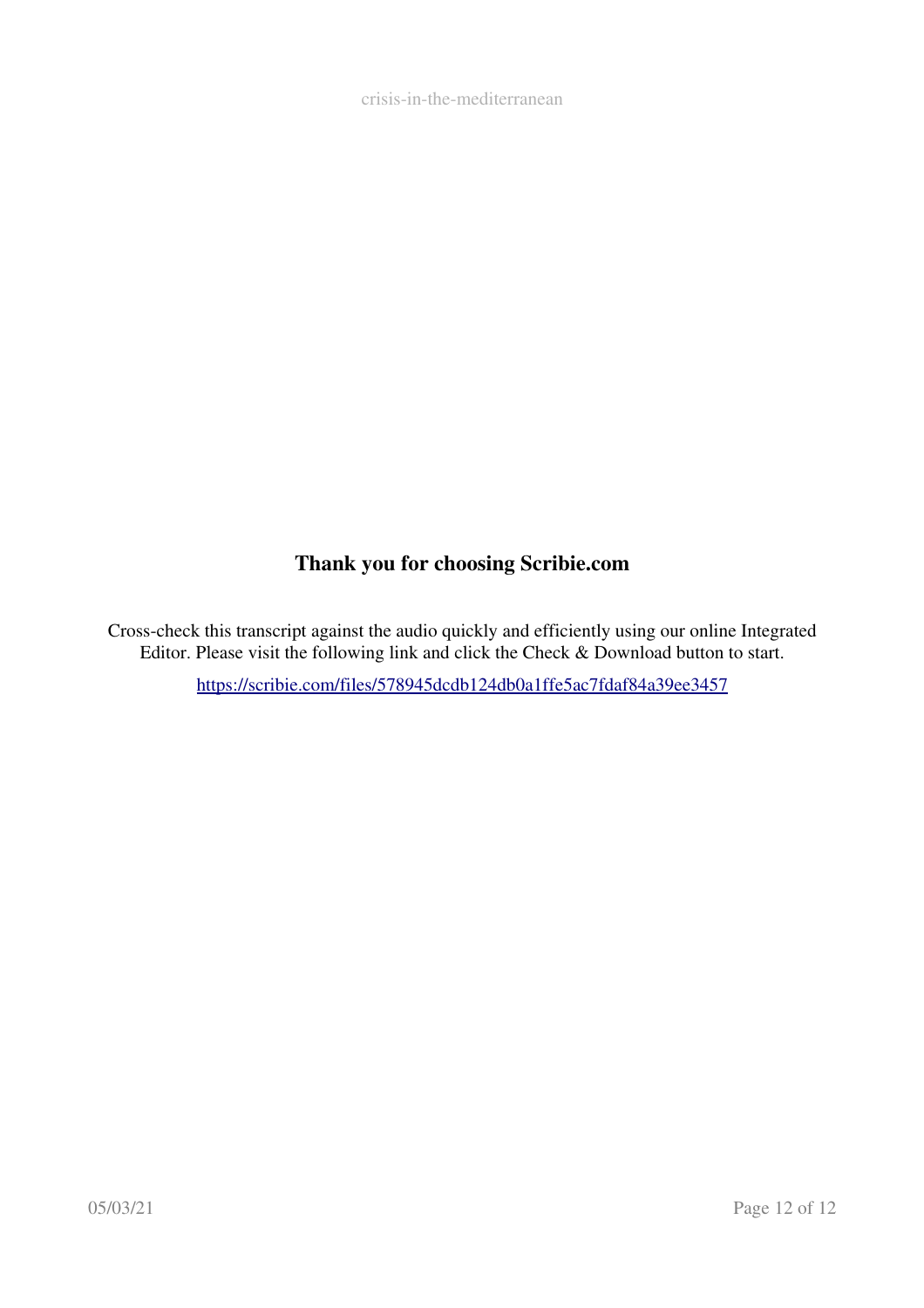**Thank you for choosing Scribie.com**

Cross-check this transcript against the audio quickly and efficiently using our online Integrated Editor. Please visit the following link and click the Check & Download button to start.

https://scribie.com/files/578945dcdb124db0a1ffe5ac7fdaf84a39ee3457